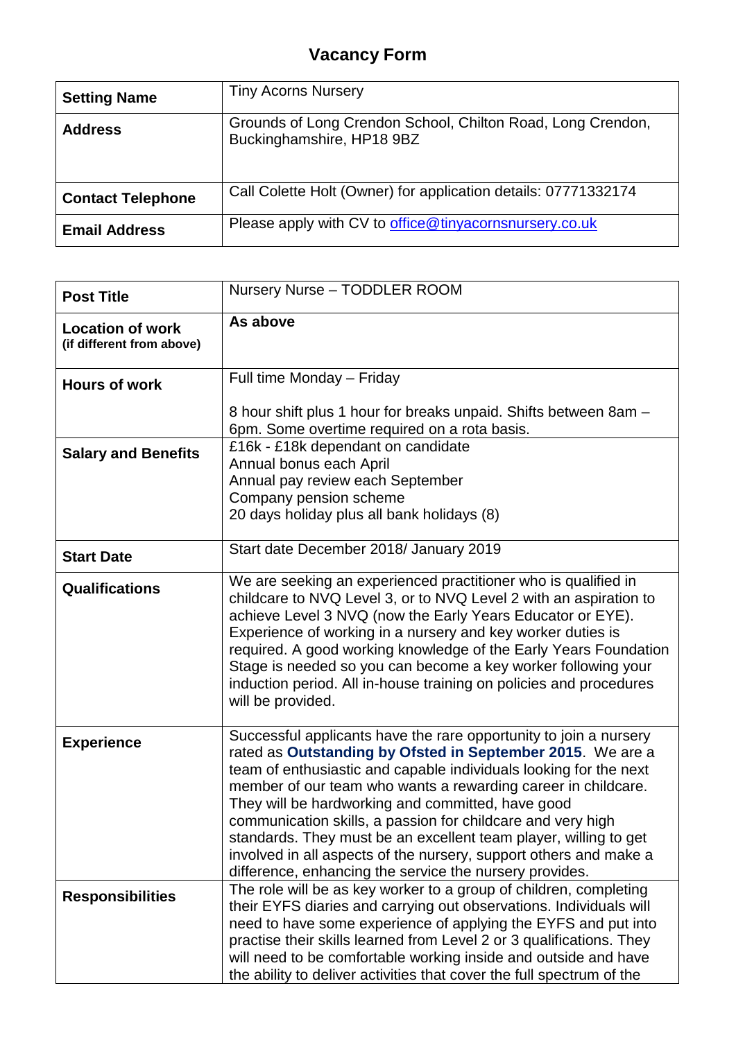# Vacancy Form

| | |
|---|---|
| **Setting Name** | Tiny Acorns Nursery |
| **Address** | Grounds of Long Crendon School, Chilton Road, Long Crendon, Buckinghamshire, HP18 9BZ |
| **Contact Telephone** | Call Colette Holt (Owner) for application details: 07771332174 |
| **Email Address** | Please apply with CV to office@tinyacornsnursery.co.uk |

| | |
|---|---|
| **Post Title** | Nursery Nurse – TODDLER ROOM |
| **Location of work** (if different from above) | **As above** |
| **Hours of work** | Full time Monday – Friday<br><br>8 hour shift plus 1 hour for breaks unpaid. Shifts between 8am – 6pm. Some overtime required on a rota basis. |
| **Salary and Benefits** | £16k - £18k dependant on candidate<br>Annual bonus each April<br>Annual pay review each September<br>Company pension scheme<br>20 days holiday plus all bank holidays (8) |
| **Start Date** | Start date December 2018/ January 2019 |
| **Qualifications** | We are seeking an experienced practitioner who is qualified in childcare to NVQ Level 3, or to NVQ Level 2 with an aspiration to achieve Level 3 NVQ (now the Early Years Educator or EYE). Experience of working in a nursery and key worker duties is required. A good working knowledge of the Early Years Foundation Stage is needed so you can become a key worker following your induction period. All in-house training on policies and procedures will be provided. |
| **Experience** | Successful applicants have the rare opportunity to join a nursery rated as **Outstanding by Ofsted in September 2015**. We are a team of enthusiastic and capable individuals looking for the next member of our team who wants a rewarding career in childcare. They will be hardworking and committed, have good communication skills, a passion for childcare and very high standards. They must be an excellent team player, willing to get involved in all aspects of the nursery, support others and make a difference, enhancing the service the nursery provides. |
| **Responsibilities** | The role will be as key worker to a group of children, completing their EYFS diaries and carrying out observations. Individuals will need to have some experience of applying the EYFS and put into practise their skills learned from Level 2 or 3 qualifications. They will need to be comfortable working inside and outside and have the ability to deliver activities that cover the full spectrum of the |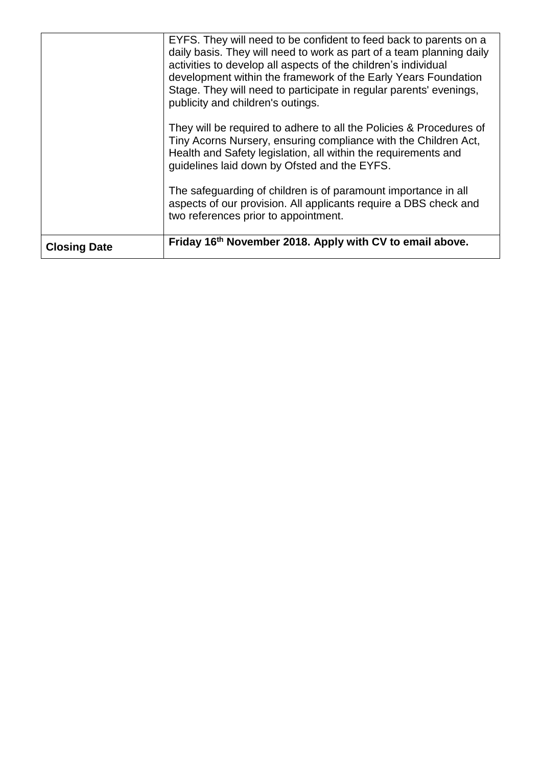| | |
|---|---|
| | EYFS. They will need to be confident to feed back to parents on a daily basis. They will need to work as part of a team planning daily activities to develop all aspects of the children's individual development within the framework of the Early Years Foundation Stage. They will need to participate in regular parents' evenings, publicity and children's outings.<br><br>They will be required to adhere to all the Policies & Procedures of Tiny Acorns Nursery, ensuring compliance with the Children Act, Health and Safety legislation, all within the requirements and guidelines laid down by Ofsted and the EYFS.<br><br>The safeguarding of children is of paramount importance in all aspects of our provision. All applicants require a DBS check and two references prior to appointment. |
| **Closing Date** | **Friday 16th November 2018. Apply with CV to email above.** |